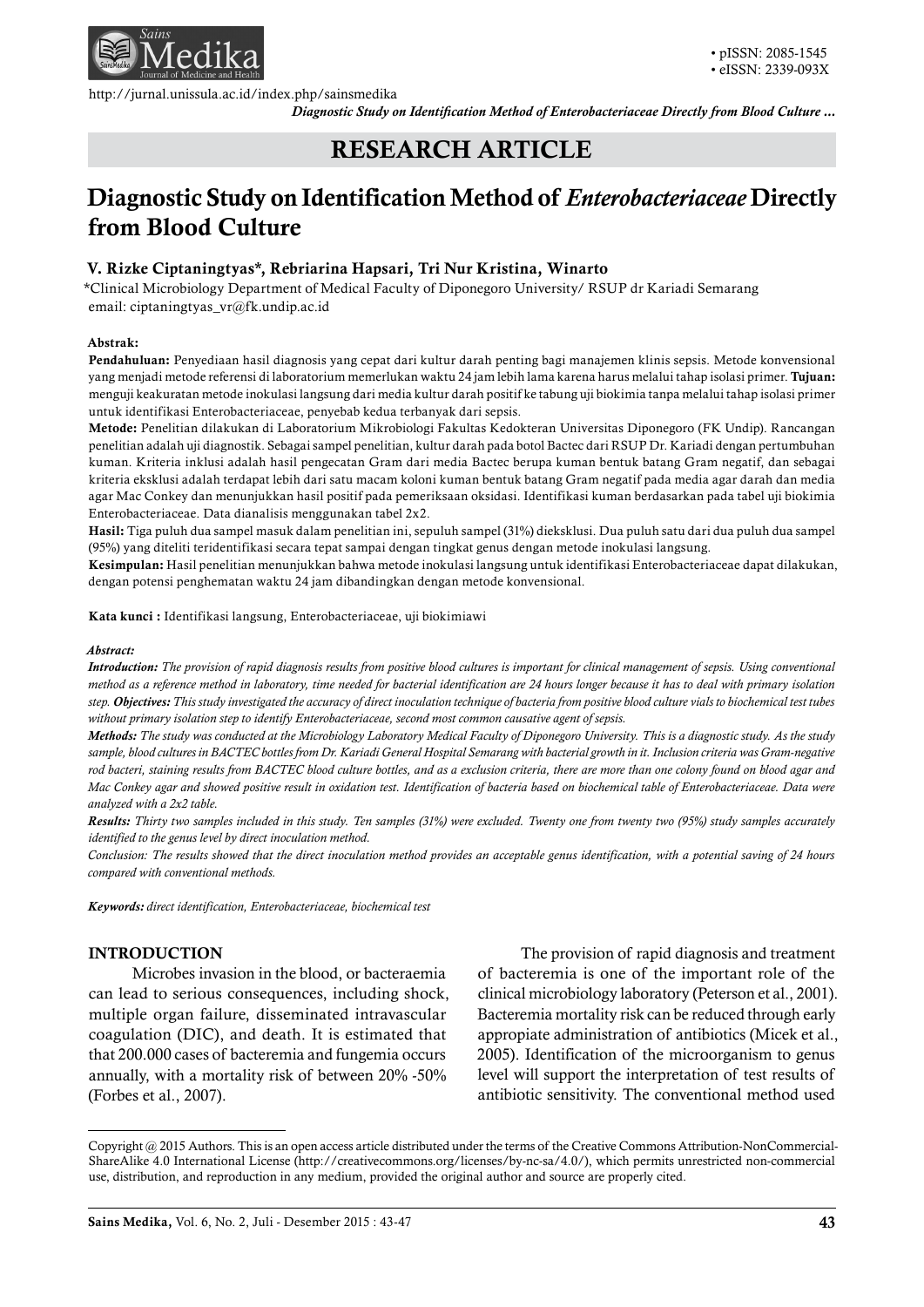# RESEARCH ARTICLE

# Diagnostic Study on Identification Method of *Enterobacteriaceae* Directly from Blood Culture

**V. Rizke Ciptaningtyas\*, Rebriarina Hapsari, Tri Nur Kristina, Winarto**

\*Clinical Microbiology Department of Medical Faculty of Diponegoro University/ RSUP dr Kariadi Semarang
email: ciptaningtyas_vr@fk.undip.ac.id

**Abstrak:**

**Pendahuluan:** Penyediaan hasil diagnosis yang cepat dari kultur darah penting bagi manajemen klinis sepsis. Metode konvensional yang menjadi metode referensi di laboratorium memerlukan waktu 24 jam lebih lama karena harus melalui tahap isolasi primer. **Tujuan:** menguji keakuratan metode inokulasi langsung dari media kultur darah positif ke tabung uji biokimia tanpa melalui tahap isolasi primer untuk identifikasi Enterobacteriaceae, penyebab kedua terbanyak dari sepsis.

**Metode:** Penelitian dilakukan di Laboratorium Mikrobiologi Fakultas Kedokteran Universitas Diponegoro (FK Undip). Rancangan penelitian adalah uji diagnostik. Sebagai sampel penelitian, kultur darah pada botol Bactec dari RSUP Dr. Kariadi dengan pertumbuhan kuman. Kriteria inklusi adalah hasil pengecatan Gram dari media Bactec berupa kuman bentuk batang Gram negatif, dan sebagai kriteria eksklusi adalah terdapat lebih dari satu macam koloni kuman bentuk batang Gram negatif pada media agar darah dan media agar Mac Conkey dan menunjukkan hasil positif pada pemeriksaan oksidasi. Identifikasi kuman berdasarkan pada tabel uji biokimia Enterobacteriaceae. Data dianalisis menggunakan tabel 2x2.

**Hasil:** Tiga puluh dua sampel masuk dalam penelitian ini, sepuluh sampel (31%) dieksklusi. Dua puluh satu dari dua puluh dua sampel (95%) yang diteliti teridentifikasi secara tepat sampai dengan tingkat genus dengan metode inokulasi langsung.

**Kesimpulan:** Hasil penelitian menunjukkan bahwa metode inokulasi langsung untuk identifikasi Enterobacteriaceae dapat dilakukan, dengan potensi penghematan waktu 24 jam dibandingkan dengan metode konvensional.

**Kata kunci :** Identifikasi langsung, Enterobacteriaceae, uji biokimiawi

***Abstract:***

***Introduction:*** *The provision of rapid diagnosis results from positive blood cultures is important for clinical management of sepsis. Using conventional method as a reference method in laboratory, time needed for bacterial identification are 24 hours longer because it has to deal with primary isolation step.* ***Objectives:*** *This study investigated the accuracy of direct inoculation technique of bacteria from positive blood culture vials to biochemical test tubes without primary isolation step to identify Enterobacteriaceae, second most common causative agent of sepsis.*

***Methods:*** *The study was conducted at the Microbiology Laboratory Medical Faculty of Diponegoro University. This is a diagnostic study. As the study sample, blood cultures in BACTEC bottles from Dr. Kariadi General Hospital Semarang with bacterial growth in it. Inclusion criteria was Gram-negative rod bacteri, staining results from BACTEC blood culture bottles, and as a exclusion criteria, there are more than one colony found on blood agar and Mac Conkey agar and showed positive result in oxidation test. Identification of bacteria based on biochemical table of Enterobacteriaceae. Data were analyzed with a 2x2 table.*

***Results:*** *Thirty two samples included in this study. Ten samples (31%) were excluded. Twenty one from twenty two (95%) study samples accurately identified to the genus level by direct inoculation method.*

*Conclusion: The results showed that the direct inoculation method provides an acceptable genus identification, with a potential saving of 24 hours compared with conventional methods.*

***Keywords:*** *direct identification, Enterobacteriaceae, biochemical test*

## INTRODUCTION

Microbes invasion in the blood, or bacteraemia can lead to serious consequences, including shock, multiple organ failure, disseminated intravascular coagulation (DIC), and death. It is estimated that that 200.000 cases of bacteremia and fungemia occurs annually, with a mortality risk of between 20% -50% (Forbes et al., 2007).

The provision of rapid diagnosis and treatment of bacteremia is one of the important role of the clinical microbiology laboratory (Peterson et al., 2001). Bacteremia mortality risk can be reduced through early appopriate administration of antibiotics (Micek et al., 2005). Identification of the microorganism to genus level will support the interpretation of test results of antibiotic sensitivity. The conventional method used

Copyright @ 2015 Authors. This is an open access article distributed under the terms of the Creative Commons Attribution-NonCommercial-ShareAlike 4.0 International License (http://creativecommons.org/licenses/by-nc-sa/4.0/), which permits unrestricted non-commercial use, distribution, and reproduction in any medium, provided the original author and source are properly cited.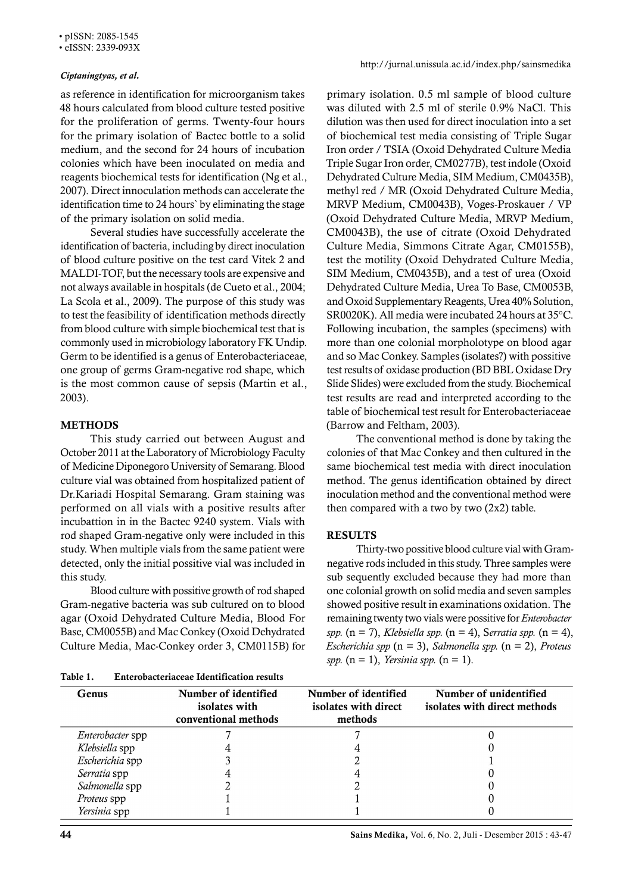as reference in identification for microorganism takes 48 hours calculated from blood culture tested positive for the proliferation of germs. Twenty-four hours for the primary isolation of Bactec bottle to a solid medium, and the second for 24 hours of incubation colonies which have been inoculated on media and reagents biochemical tests for identification (Ng et al., 2007). Direct innoculation methods can accelerate the identification time to 24 hours` by eliminating the stage of the primary isolation on solid media.

Several studies have successfully accelerate the identification of bacteria, including by direct inoculation of blood culture positive on the test card Vitek 2 and MALDI-TOF, but the necessary tools are expensive and not always available in hospitals (de Cueto et al., 2004; La Scola et al., 2009). The purpose of this study was to test the feasibility of identification methods directly from blood culture with simple biochemical test that is commonly used in microbiology laboratory FK Undip. Germ to be identified is a genus of Enterobacteriaceae, one group of germs Gram-negative rod shape, which is the most common cause of sepsis (Martin et al., 2003).

## METHODS

This study carried out between August and October 2011 at the Laboratory of Microbiology Faculty of Medicine Diponegoro University of Semarang. Blood culture vial was obtained from hospitalized patient of Dr.Kariadi Hospital Semarang. Gram staining was performed on all vials with a positive results after incubattion in in the Bactec 9240 system. Vials with rod shaped Gram-negative only were included in this study. When multiple vials from the same patient were detected, only the initial possitive vial was included in this study.

Blood culture with possitive growth of rod shaped Gram-negative bacteria was sub cultured on to blood agar (Oxoid Dehydrated Culture Media, Blood For Base, CM0055B) and Mac Conkey (Oxoid Dehydrated Culture Media, Mac-Conkey order 3, CM0115B) for primary isolation. 0.5 ml sample of blood culture was diluted with 2.5 ml of sterile 0.9% NaCl. This dilution was then used for direct inoculation into a set of biochemical test media consisting of Triple Sugar Iron order / TSIA (Oxoid Dehydrated Culture Media Triple Sugar Iron order, CM0277B), test indole (Oxoid Dehydrated Culture Media, SIM Medium, CM0435B), methyl red / MR (Oxoid Dehydrated Culture Media, MRVP Medium, CM0043B), Voges-Proskauer / VP (Oxoid Dehydrated Culture Media, MRVP Medium, CM0043B), the use of citrate (Oxoid Dehydrated Culture Media, Simmons Citrate Agar, CM0155B), test the motility (Oxoid Dehydrated Culture Media, SIM Medium, CM0435B), and a test of urea (Oxoid Dehydrated Culture Media, Urea To Base, CM0053B, and Oxoid Supplementary Reagents, Urea 40% Solution, SR0020K). All media were incubated 24 hours at 35°C. Following incubation, the samples (specimens) with more than one colonial morpholotype on blood agar and so Mac Conkey. Samples (isolates?) with possitive test results of oxidase production (BD BBL Oxidase Dry Slide Slides) were excluded from the study. Biochemical test results are read and interpreted according to the table of biochemical test result for Enterobacteriaceae (Barrow and Feltham, 2003).

The conventional method is done by taking the colonies of that Mac Conkey and then cultured in the same biochemical test media with direct inoculation method. The genus identification obtained by direct inoculation method and the conventional method were then compared with a two by two (2x2) table.

## RESULTS

Thirty-two possitive blood culture vial with Gram-negative rods included in this study. Three samples were sub sequently excluded because they had more than one colonial growth on solid media and seven samples showed positive result in examinations oxidation. The remaining twenty two vials were positive for *Enterobacter spp.* (n = 7), *Klebsiella spp.* (n = 4), S*erratia spp.* (n = 4), *Escherichia spp* (n = 3), *Salmonella spp.* (n = 2), *Proteus spp.* (n = 1), *Yersinia spp.* (n = 1).

**Table 1. Enterobacteriaceae Identification results**

| Genus | Number of identified isolates with conventional methods | Number of identified isolates with direct methods | Number of unidentified isolates with direct methods |
|---|---|---|---|
| *Enterobacter* spp | 7 | 7 | 0 |
| *Klebsiella* spp | 4 | 4 | 0 |
| *Escherichia* spp | 3 | 2 | 1 |
| *Serratia* spp | 4 | 4 | 0 |
| *Salmonella* spp | 2 | 2 | 0 |
| *Proteus* spp | 1 | 1 | 0 |
| *Yersinia* spp | 1 | 1 | 0 |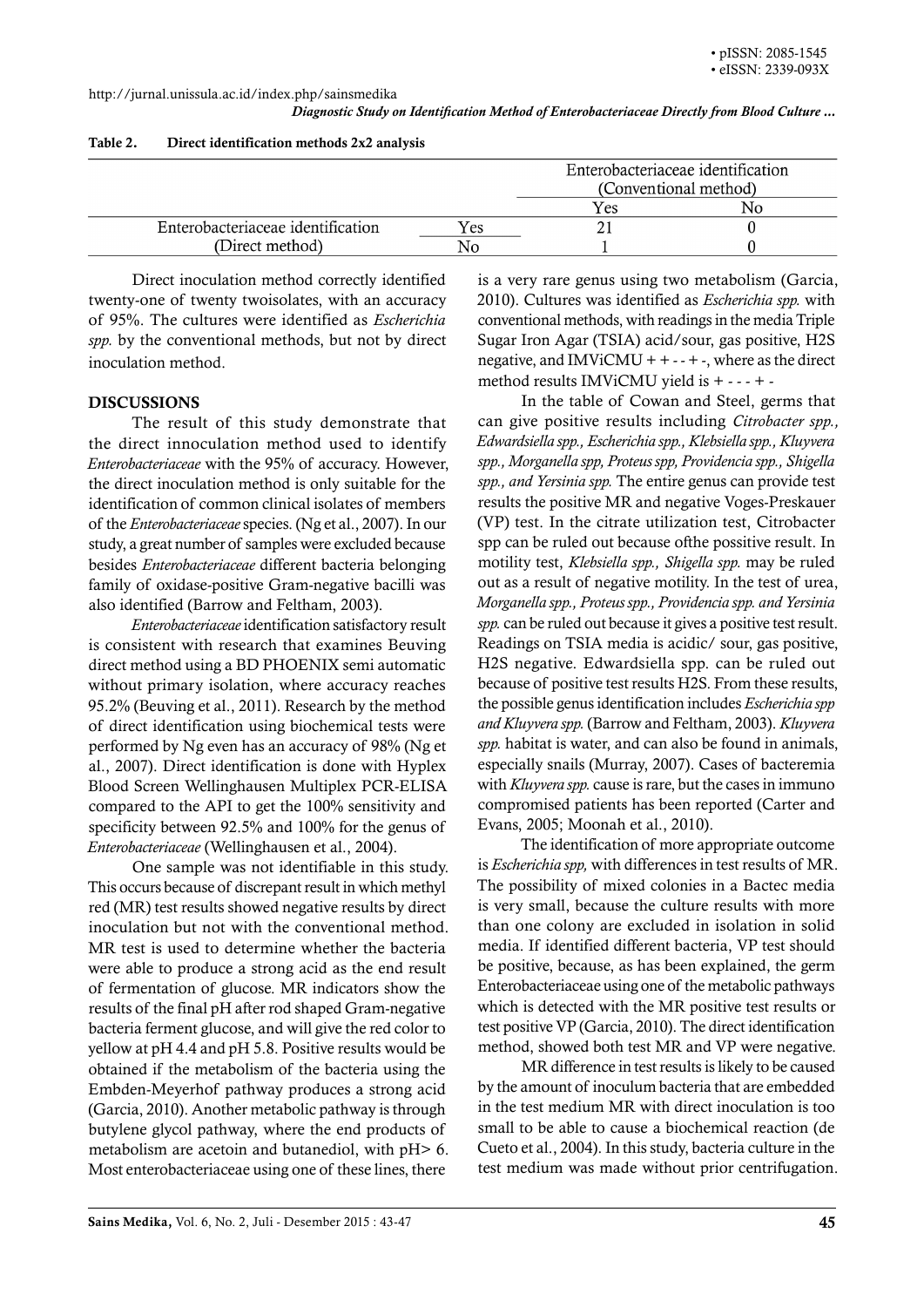**Table 2. Direct identification methods 2x2 analysis**

| | | Enterobacteriaceae identification (Conventional method) | |
|---|---|---|---|
| | | Yes | No |
| Enterobacteriaceae identification (Direct method) | Yes | 21 | 0 |
| | No | 1 | 0 |

Direct inoculation method correctly identified twenty-one of twenty twoisolates, with an accuracy of 95%. The cultures were identified as *Escherichia spp.* by the conventional methods, but not by direct inoculation method.

## DISCUSSIONS

The result of this study demonstrate that the direct innoculation method used to identify *Enterobacteriaceae* with the 95% of accuracy. However, the direct inoculation method is only suitable for the identification of common clinical isolates of members of the *Enterobacteriaceae* species. (Ng et al., 2007). In our study, a great number of samples were excluded because besides *Enterobacteriaceae* different bacteria belonging family of oxidase-positive Gram-negative bacilli was also identified (Barrow and Feltham, 2003).

*Enterobacteriaceae* identification satisfactory result is consistent with research that examines Beuving direct method using a BD PHOENIX semi automatic without primary isolation, where accuracy reaches 95.2% (Beuving et al., 2011). Research by the method of direct identification using biochemical tests were performed by Ng even has an accuracy of 98% (Ng et al., 2007). Direct identification is done with Hyplex Blood Screen Wellinghausen Multiplex PCR-ELISA compared to the API to get the 100% sensitivity and specificity between 92.5% and 100% for the genus of *Enterobacteriaceae* (Wellinghausen et al., 2004).

One sample was not identifiable in this study. This occurs because of discrepant result in which methyl red (MR) test results showed negative results by direct inoculation but not with the conventional method. MR test is used to determine whether the bacteria were able to produce a strong acid as the end result of fermentation of glucose. MR indicators show the results of the final pH after rod shaped Gram-negative bacteria ferment glucose, and will give the red color to yellow at pH 4.4 and pH 5.8. Positive results would be obtained if the metabolism of the bacteria using the Embden-Meyerhof pathway produces a strong acid (Garcia, 2010). Another metabolic pathway is through butylene glycol pathway, where the end products of metabolism are acetoin and butanediol, with pH> 6. Most enterobacteriaceae using one of these lines, there is a very rare genus using two metabolism (Garcia, 2010). Cultures was identified as *Escherichia spp.* with conventional methods, with readings in the media Triple Sugar Iron Agar (TSIA) acid/sour, gas positive, H2S negative, and IMViCMU + + - - + -, where as the direct method results IMViCMU yield is + - - - + -

In the table of Cowan and Steel, germs that can give positive results including *Citrobacter spp., Edwardsiella spp., Escherichia spp., Klebsiella spp., Kluyvera spp., Morganella spp, Proteus spp, Providencia spp., Shigella spp., and Yersinia spp.* The entire genus can provide test results the positive MR and negative Voges-Preskauer (VP) test. In the citrate utilization test, Citrobacter spp can be ruled out because ofthe possitive result. In motility test, *Klebsiella spp., Shigella spp.* may be ruled out as a result of negative motility. In the test of urea, *Morganella spp., Proteus spp., Providencia spp. and Yersinia spp.* can be ruled out because it gives a positive test result. Readings on TSIA media is acidic/ sour, gas positive, H2S negative. Edwardsiella spp. can be ruled out because of positive test results H2S. From these results, the possible genus identification includes *Escherichia spp and Kluyvera spp.* (Barrow and Feltham, 2003). *Kluyvera spp.* habitat is water, and can also be found in animals, especially snails (Murray, 2007). Cases of bacteremia with *Kluyvera spp.* cause is rare, but the cases in immuno compromised patients has been reported (Carter and Evans, 2005; Moonah et al., 2010).

The identification of more appropriate outcome is *Escherichia spp,* with differences in test results of MR. The possibility of mixed colonies in a Bactec media is very small, because the culture results with more than one colony are excluded in isolation in solid media. If identified different bacteria, VP test should be positive, because, as has been explained, the germ Enterobacteriaceae using one of the metabolic pathways which is detected with the MR positive test results or test positive VP (Garcia, 2010). The direct identification method, showed both test MR and VP were negative.

MR difference in test results is likely to be caused by the amount of inoculum bacteria that are embedded in the test medium MR with direct inoculation is too small to be able to cause a biochemical reaction (de Cueto et al., 2004). In this study, bacteria culture in the test medium was made without prior centrifugation.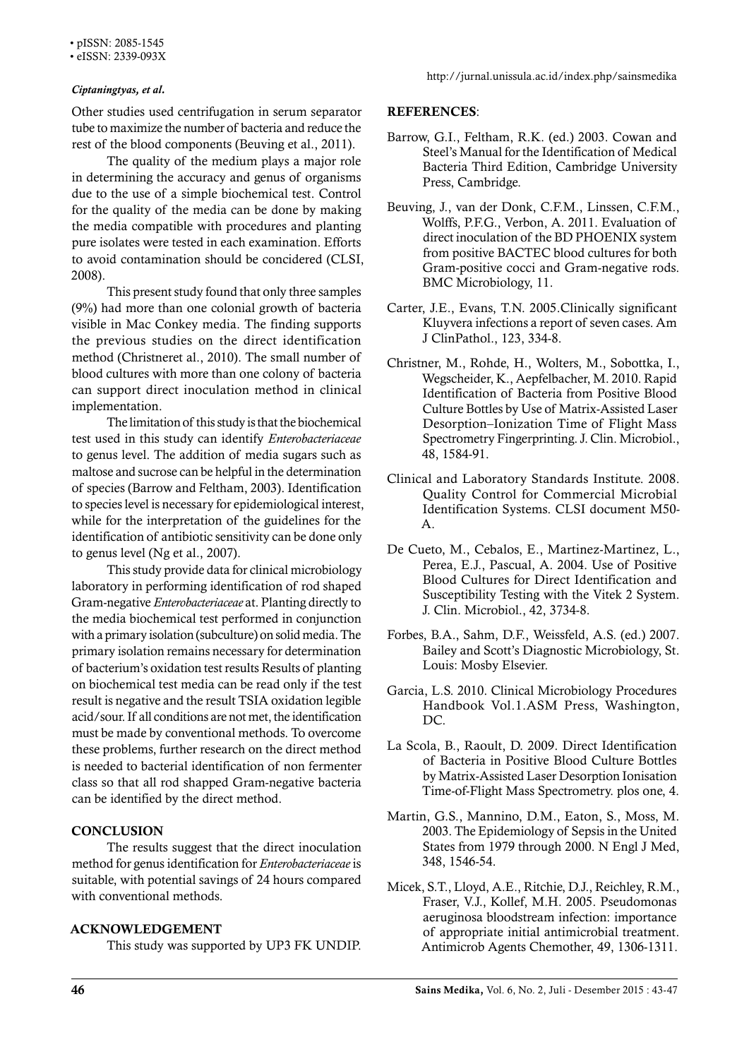Other studies used centrifugation in serum separator tube to maximize the number of bacteria and reduce the rest of the blood components (Beuving et al., 2011).

The quality of the medium plays a major role in determining the accuracy and genus of organisms due to the use of a simple biochemical test. Control for the quality of the media can be done by making the media compatible with procedures and planting pure isolates were tested in each examination. Efforts to avoid contamination should be concidered (CLSI, 2008).

This present study found that only three samples (9%) had more than one colonial growth of bacteria visible in Mac Conkey media. The finding supports the previous studies on the direct identification method (Christneret al., 2010). The small number of blood cultures with more than one colony of bacteria can support direct inoculation method in clinical implementation.

The limitation of this study is that the biochemical test used in this study can identify *Enterobacteriaceae* to genus level. The addition of media sugars such as maltose and sucrose can be helpful in the determination of species (Barrow and Feltham, 2003). Identification to species level is necessary for epidemiological interest, while for the interpretation of the guidelines for the identification of antibiotic sensitivity can be done only to genus level (Ng et al., 2007).

This study provide data for clinical microbiology laboratory in performing identification of rod shaped Gram-negative *Enterobacteriaceae* at. Planting directly to the media biochemical test performed in conjunction with a primary isolation (subculture) on solid media. The primary isolation remains necessary for determination of bacterium's oxidation test results Results of planting on biochemical test media can be read only if the test result is negative and the result TSIA oxidation legible acid/sour. If all conditions are not met, the identification must be made by conventional methods. To overcome these problems, further research on the direct method is needed to bacterial identification of non fermenter class so that all rod shapped Gram-negative bacteria can be identified by the direct method.

## CONCLUSION

The results suggest that the direct inoculation method for genus identification for *Enterobacteriaceae* is suitable, with potential savings of 24 hours compared with conventional methods.

## ACKNOWLEDGEMENT

This study was supported by UP3 FK UNDIP.

## REFERENCES:

Barrow, G.I., Feltham, R.K. (ed.) 2003. Cowan and Steel's Manual for the Identification of Medical Bacteria Third Edition, Cambridge University Press, Cambridge.

Beuving, J., van der Donk, C.F.M., Linssen, C.F.M., Wolffs, P.F.G., Verbon, A. 2011. Evaluation of direct inoculation of the BD PHOENIX system from positive BACTEC blood cultures for both Gram-positive cocci and Gram-negative rods. BMC Microbiology, 11.

Carter, J.E., Evans, T.N. 2005.Clinically significant Kluyvera infections a report of seven cases. Am J ClinPathol., 123, 334-8.

Christner, M., Rohde, H., Wolters, M., Sobottka, I., Wegscheider, K., Aepfelbacher, M. 2010. Rapid Identification of Bacteria from Positive Blood Culture Bottles by Use of Matrix-Assisted Laser Desorption–Ionization Time of Flight Mass Spectrometry Fingerprinting. J. Clin. Microbiol., 48, 1584-91.

Clinical and Laboratory Standards Institute. 2008. Quality Control for Commercial Microbial Identification Systems. CLSI document M50-A.

De Cueto, M., Cebalos, E., Martinez-Martinez, L., Perea, E.J., Pascual, A. 2004. Use of Positive Blood Cultures for Direct Identification and Susceptibility Testing with the Vitek 2 System. J. Clin. Microbiol., 42, 3734-8.

Forbes, B.A., Sahm, D.F., Weissfeld, A.S. (ed.) 2007. Bailey and Scott's Diagnostic Microbiology, St. Louis: Mosby Elsevier.

Garcia, L.S. 2010. Clinical Microbiology Procedures Handbook Vol.1.ASM Press, Washington, DC.

La Scola, B., Raoult, D. 2009. Direct Identification of Bacteria in Positive Blood Culture Bottles by Matrix-Assisted Laser Desorption Ionisation Time-of-Flight Mass Spectrometry. plos one, 4.

Martin, G.S., Mannino, D.M., Eaton, S., Moss, M. 2003. The Epidemiology of Sepsis in the United States from 1979 through 2000. N Engl J Med, 348, 1546-54.

Micek, S.T., Lloyd, A.E., Ritchie, D.J., Reichley, R.M., Fraser, V.J., Kollef, M.H. 2005. Pseudomonas aeruginosa bloodstream infection: importance of appropriate initial antimicrobial treatment. Antimicrob Agents Chemother, 49, 1306-1311.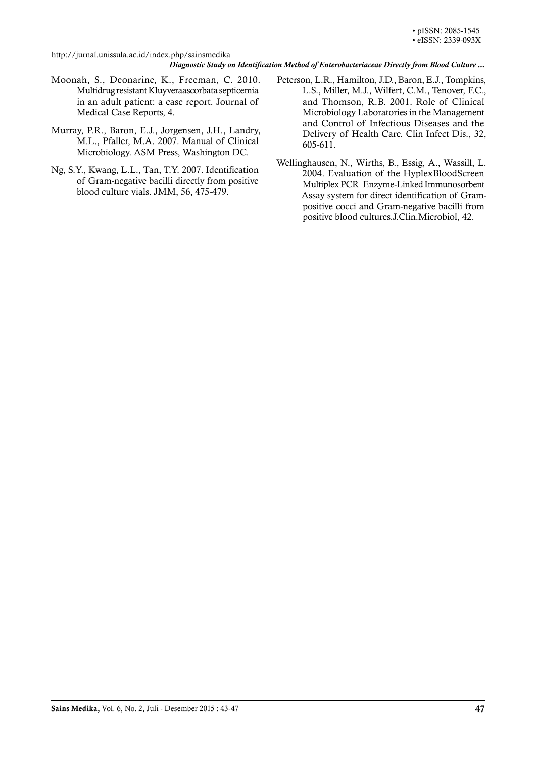Moonah, S., Deonarine, K., Freeman, C. 2010. Multidrug resistant Kluyveraascorbata septicemia in an adult patient: a case report. Journal of Medical Case Reports, 4.

Murray, P.R., Baron, E.J., Jorgensen, J.H., Landry, M.L., Pfaller, M.A. 2007. Manual of Clinical Microbiology. ASM Press, Washington DC.

Ng, S.Y., Kwang, L.L., Tan, T.Y. 2007. Identification of Gram-negative bacilli directly from positive blood culture vials. JMM, 56, 475-479.

Peterson, L.R., Hamilton, J.D., Baron, E.J., Tompkins, L.S., Miller, M.J., Wilfert, C.M., Tenover, F.C., and Thomson, R.B. 2001. Role of Clinical Microbiology Laboratories in the Management and Control of Infectious Diseases and the Delivery of Health Care. Clin Infect Dis., 32, 605-611.

Wellinghausen, N., Wirths, B., Essig, A., Wassill, L. 2004. Evaluation of the HyplexBloodScreen Multiplex PCR–Enzyme-Linked Immunosorbent Assay system for direct identification of Gram-positive cocci and Gram-negative bacilli from positive blood cultures.J.Clin.Microbiol, 42.